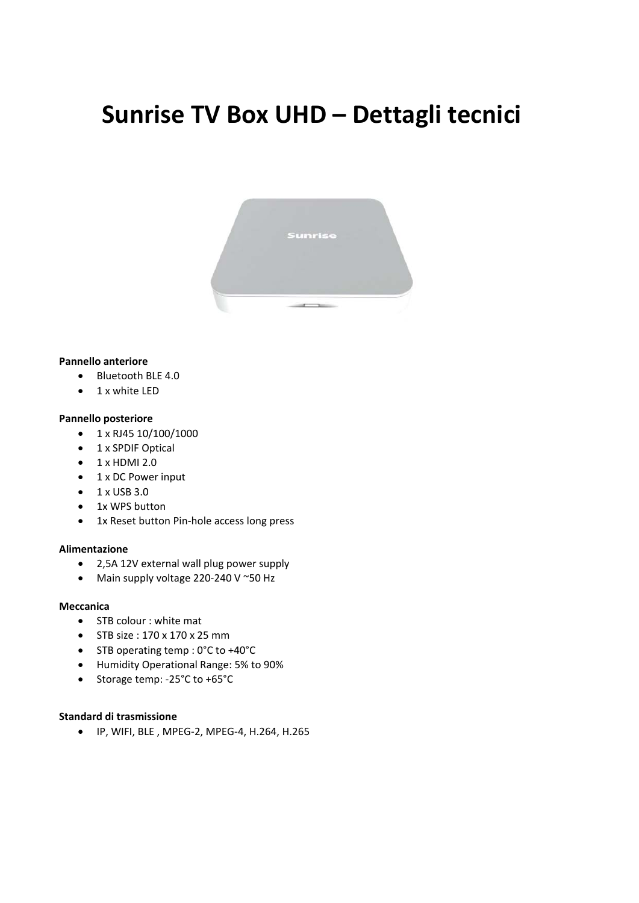# Sunrise TV Box UHD – Dettagli tecnici

**Pannello anteriore**

- Bluetooth BLE 4.0
- 1 x white LED

**Pannello posteriore**

- 1 x RJ45 10/100/1000
- 1 x SPDIF Optical
- 1 x HDMI 2.0
- 1 x DC Power input
- 1 x USB 3.0
- 1x WPS button
- 1x Reset button Pin-hole access long press

**Alimentazione**

- 2,5A 12V external wall plug power supply
- Main supply voltage 220-240 V ~50 Hz

**Meccanica**

- STB colour : white mat
- STB size : 170 x 170 x 25 mm
- STB operating temp : 0°C to +40°C
- Humidity Operational Range: 5% to 90%
- Storage temp: -25°C to +65°C

**Standard di trasmissione**

- IP, WIFI, BLE , MPEG-2, MPEG-4, H.264, H.265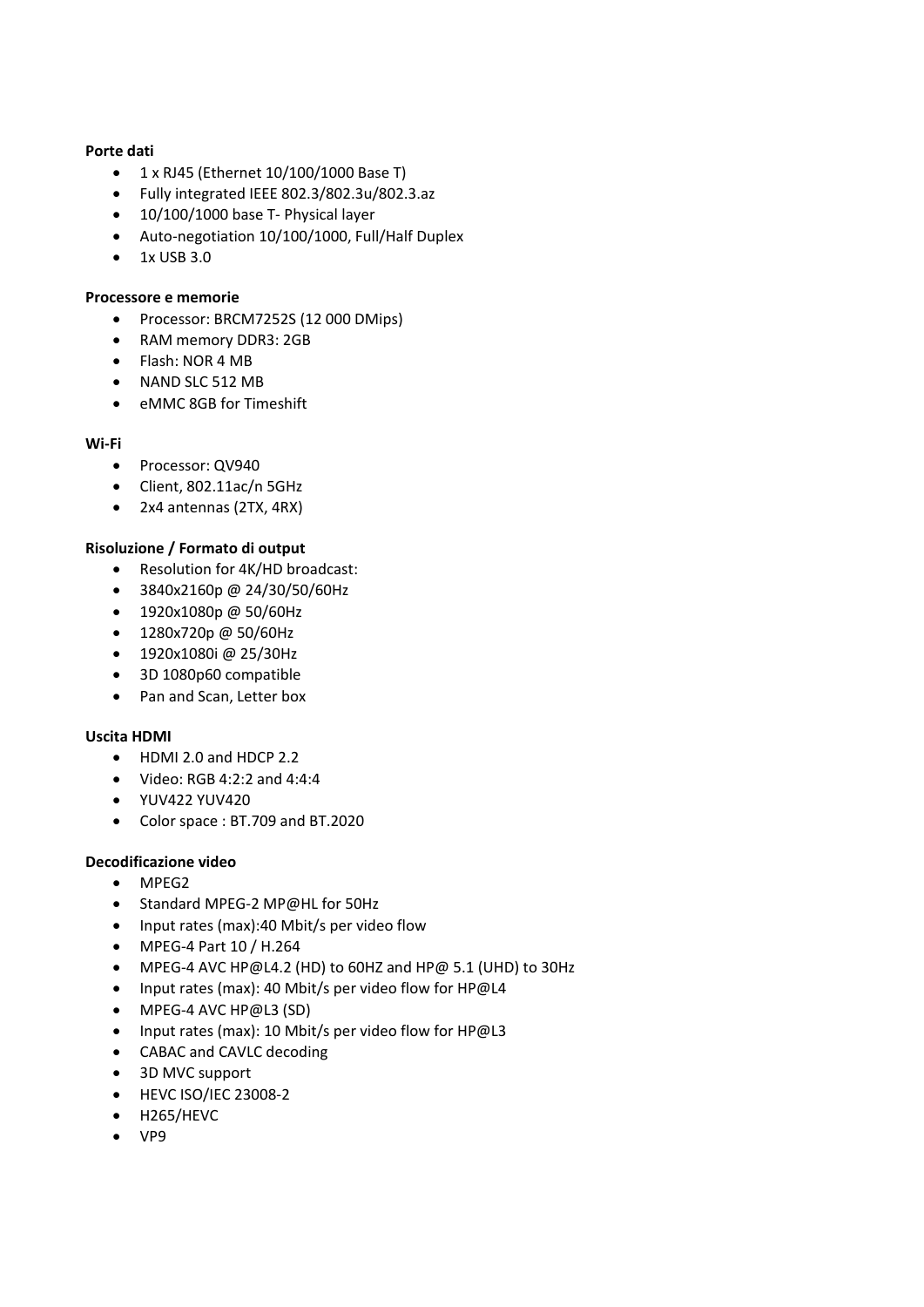**Porte dati**

- 1 x RJ45 (Ethernet 10/100/1000 Base T)
- Fully integrated IEEE 802.3/802.3u/802.3.az
- 10/100/1000 base T- Physical layer
- Auto-negotiation 10/100/1000, Full/Half Duplex
- 1x USB 3.0

**Processore e memorie**

- Processor: BRCM7252S (12 000 DMips)
- RAM memory DDR3: 2GB
- Flash: NOR 4 MB
- NAND SLC 512 MB
- eMMC 8GB for Timeshift

**Wi-Fi**

- Processor: QV940
- Client, 802.11ac/n 5GHz
- 2x4 antennas (2TX, 4RX)

**Risoluzione / Formato di output**

- Resolution for 4K/HD broadcast:
- 3840x2160p @ 24/30/50/60Hz
- 1920x1080p @ 50/60Hz
- 1280x720p @ 50/60Hz
- 1920x1080i @ 25/30Hz
- 3D 1080p60 compatible
- Pan and Scan, Letter box

**Uscita HDMI**

- HDMI 2.0 and HDCP 2.2
- Video: RGB 4:2:2 and 4:4:4
- YUV422 YUV420
- Color space : BT.709 and BT.2020

**Decodificazione video**

- MPEG2
- Standard MPEG-2 MP@HL for 50Hz
- Input rates (max):40 Mbit/s per video flow
- MPEG-4 Part 10 / H.264
- MPEG-4 AVC HP@L4.2 (HD) to 60HZ and HP@ 5.1 (UHD) to 30Hz
- Input rates (max): 40 Mbit/s per video flow for HP@L4
- MPEG-4 AVC HP@L3 (SD)
- Input rates (max): 10 Mbit/s per video flow for HP@L3
- CABAC and CAVLC decoding
- 3D MVC support
- HEVC ISO/IEC 23008-2
- H265/HEVC
- VP9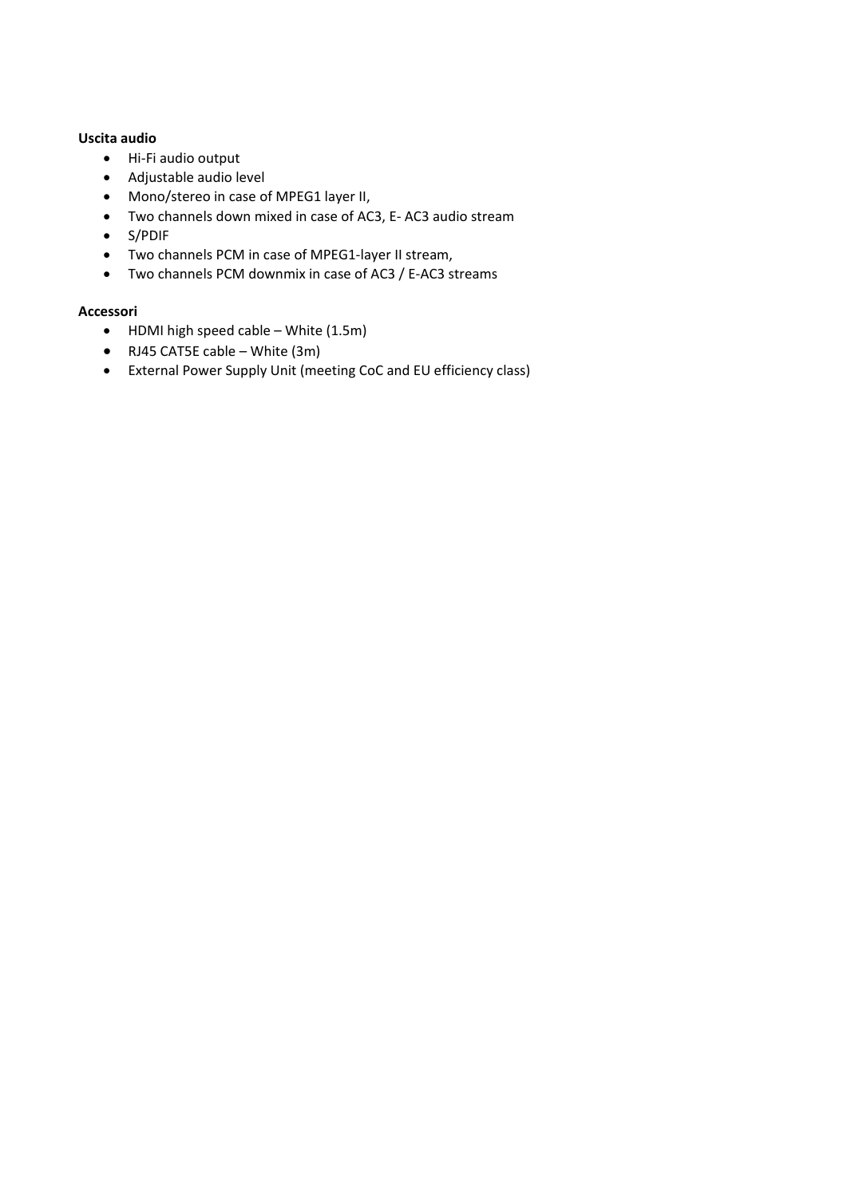**Uscita audio**

- Hi-Fi audio output
- Adjustable audio level
- Mono/stereo in case of MPEG1 layer II,
- Two channels down mixed in case of AC3, E- AC3 audio stream
- S/PDIF
- Two channels PCM in case of MPEG1-layer II stream,
- Two channels PCM downmix in case of AC3 / E-AC3 streams

**Accessori**

- HDMI high speed cable – White (1.5m)
- RJ45 CAT5E cable – White (3m)
- External Power Supply Unit (meeting CoC and EU efficiency class)